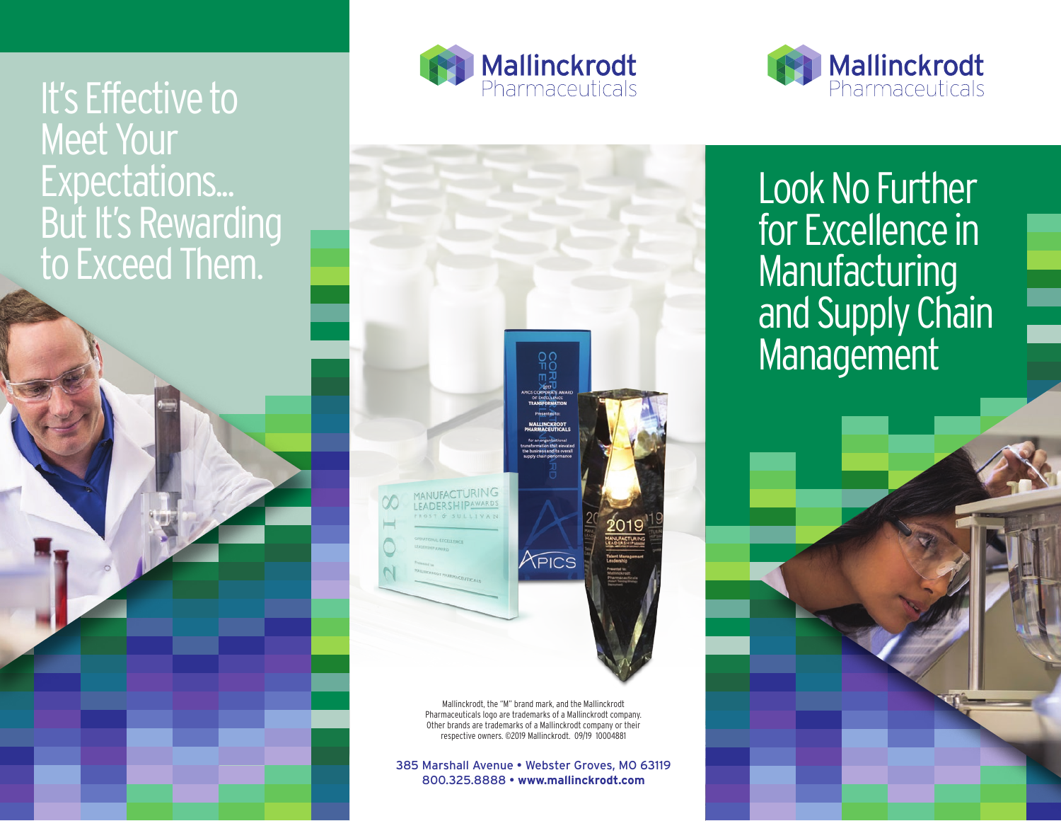# It's Effective to Meet Your Expectations... But It's Rewarding to Exceed Them.

Mallinckrodt Pharmaceuticals

Mallinckrodt, the "M" brand mark, and the Mallinckrodt Pharmaceuticals logo are trademarks of a Mallinckrodt company. Other brands are trademarks of a Mallinckrodt company or their respective owners. ©2019 Mallinckrodt. 09/19 10004881

385 Marshall Avenue • Webster Groves, MO 63119
800.325.8888 • **www.mallinckrodt.com**

Mallinckrodt Pharmaceuticals

# Look No Further for Excellence in Manufacturing and Supply Chain Management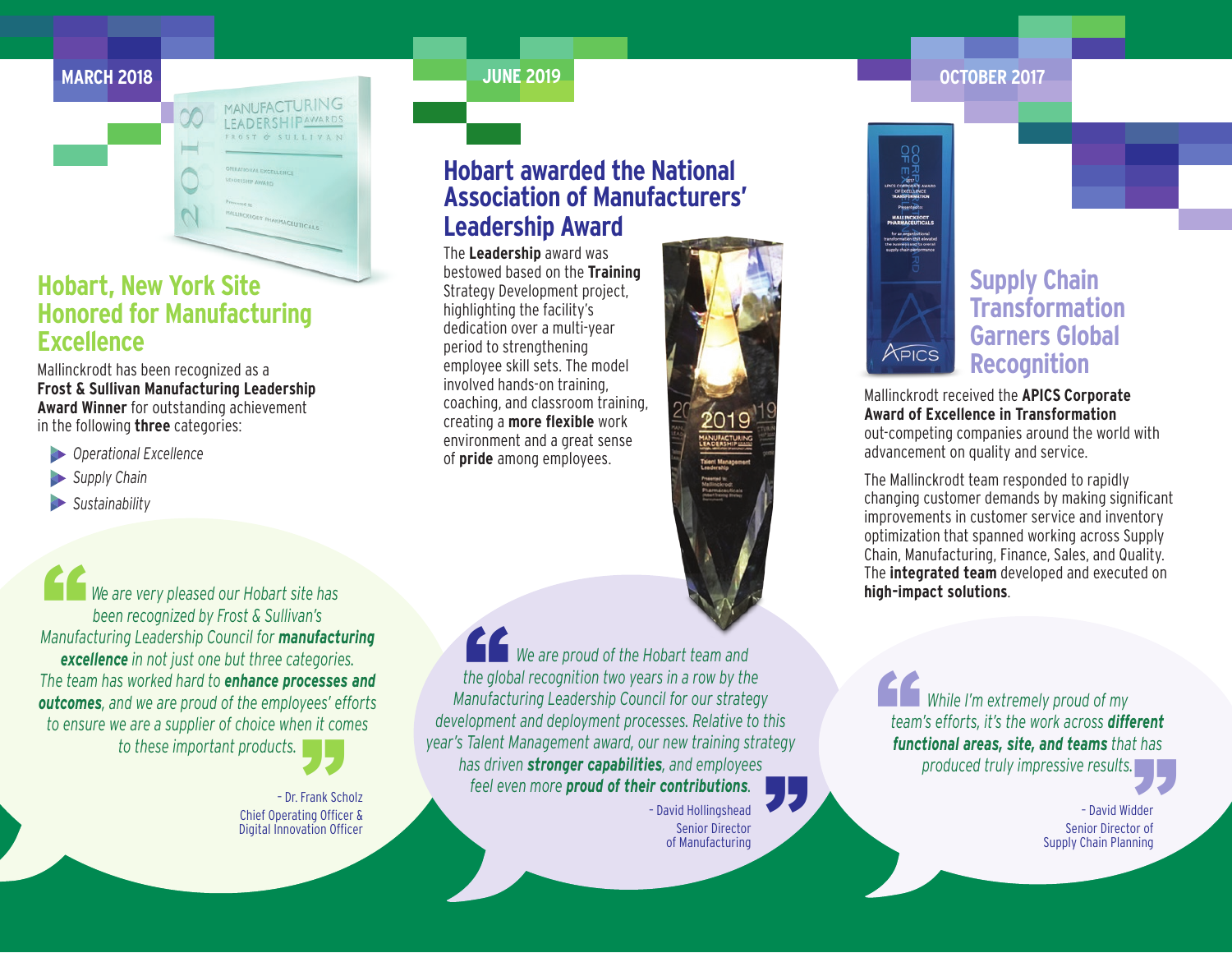MARCH 2018

## Hobart, New York Site Honored for Manufacturing Excellence

Mallinckrodt has been recognized as a **Frost & Sullivan Manufacturing Leadership Award Winner** for outstanding achievement in the following **three** categories:

- *Operational Excellence*
- *Supply Chain*
- *Sustainability*

*We are very pleased our Hobart site has been recognized by Frost & Sullivan's Manufacturing Leadership Council for **manufacturing excellence** in not just one but three categories. The team has worked hard to **enhance processes and outcomes**, and we are proud of the employees' efforts to ensure we are a supplier of choice when it comes to these important products.*

– Dr. Frank Scholz
Chief Operating Officer &
Digital Innovation Officer

JUNE 2019

## Hobart awarded the National Association of Manufacturers' Leadership Award

The **Leadership** award was bestowed based on the **Training** Strategy Development project, highlighting the facility's dedication over a multi-year period to strengthening employee skill sets. The model involved hands-on training, coaching, and classroom training, creating a **more flexible** work environment and a great sense of **pride** among employees.

*We are proud of the Hobart team and the global recognition two years in a row by the Manufacturing Leadership Council for our strategy development and deployment processes. Relative to this year's Talent Management award, our new training strategy has driven **stronger capabilities**, and employees feel even more **proud of their contributions**.*

– David Hollingshead
Senior Director
of Manufacturing

OCTOBER 2017

## Supply Chain Transformation Garners Global Recognition

Mallinckrodt received the **APICS Corporate Award of Excellence in Transformation** out-competing companies around the world with advancement on quality and service.

The Mallinckrodt team responded to rapidly changing customer demands by making significant improvements in customer service and inventory optimization that spanned working across Supply Chain, Manufacturing, Finance, Sales, and Quality. The **integrated team** developed and executed on **high-impact solutions**.

*While I'm extremely proud of my team's efforts, it's the work across **different functional areas, site, and teams** that has produced truly impressive results.*

– David Widder
Senior Director of
Supply Chain Planning